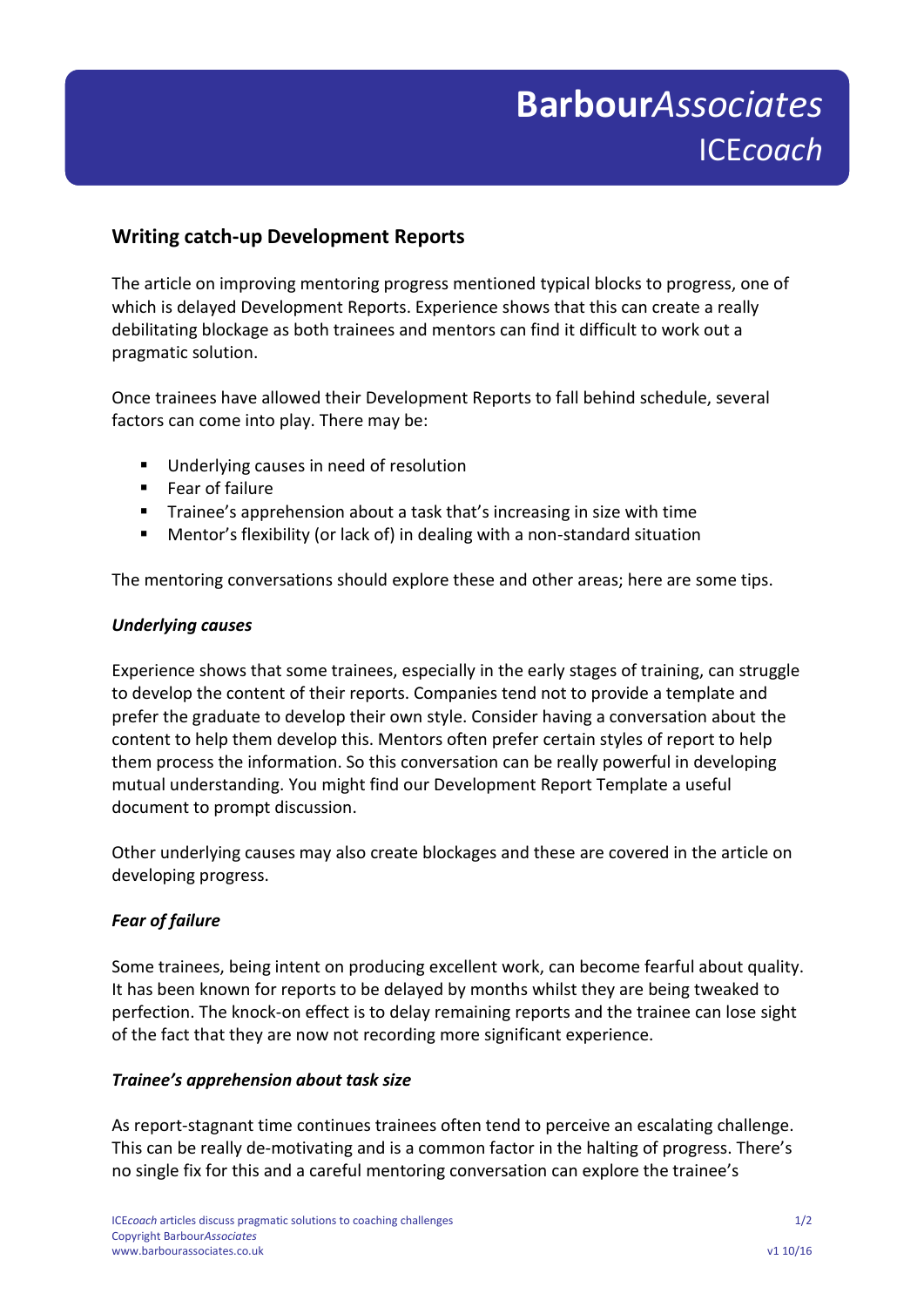# BarbourAssociates ICEcoach

## Writing catch-up Development Reports

The article on improving mentoring progress mentioned typical blocks to progress, one of which is delayed Development Reports. Experience shows that this can create a really debilitating blockage as both trainees and mentors can find it difficult to work out a pragmatic solution.

Once trainees have allowed their Development Reports to fall behind schedule, several factors can come into play. There may be:

- Underlying causes in need of resolution
- Fear of failure
- Trainee's apprehension about a task that's increasing in size with time
- Mentor's flexibility (or lack of) in dealing with a non-standard situation

The mentoring conversations should explore these and other areas; here are some tips.

### *Underlying causes*

Experience shows that some trainees, especially in the early stages of training, can struggle to develop the content of their reports. Companies tend not to provide a template and prefer the graduate to develop their own style. Consider having a conversation about the content to help them develop this. Mentors often prefer certain styles of report to help them process the information. So this conversation can be really powerful in developing mutual understanding. You might find our Development Report Template a useful document to prompt discussion.

Other underlying causes may also create blockages and these are covered in the article on developing progress.

### *Fear of failure*

Some trainees, being intent on producing excellent work, can become fearful about quality. It has been known for reports to be delayed by months whilst they are being tweaked to perfection. The knock-on effect is to delay remaining reports and the trainee can lose sight of the fact that they are now not recording more significant experience.

### *Trainee's apprehension about task size*

As report-stagnant time continues trainees often tend to perceive an escalating challenge. This can be really de-motivating and is a common factor in the halting of progress. There's no single fix for this and a careful mentoring conversation can explore the trainee's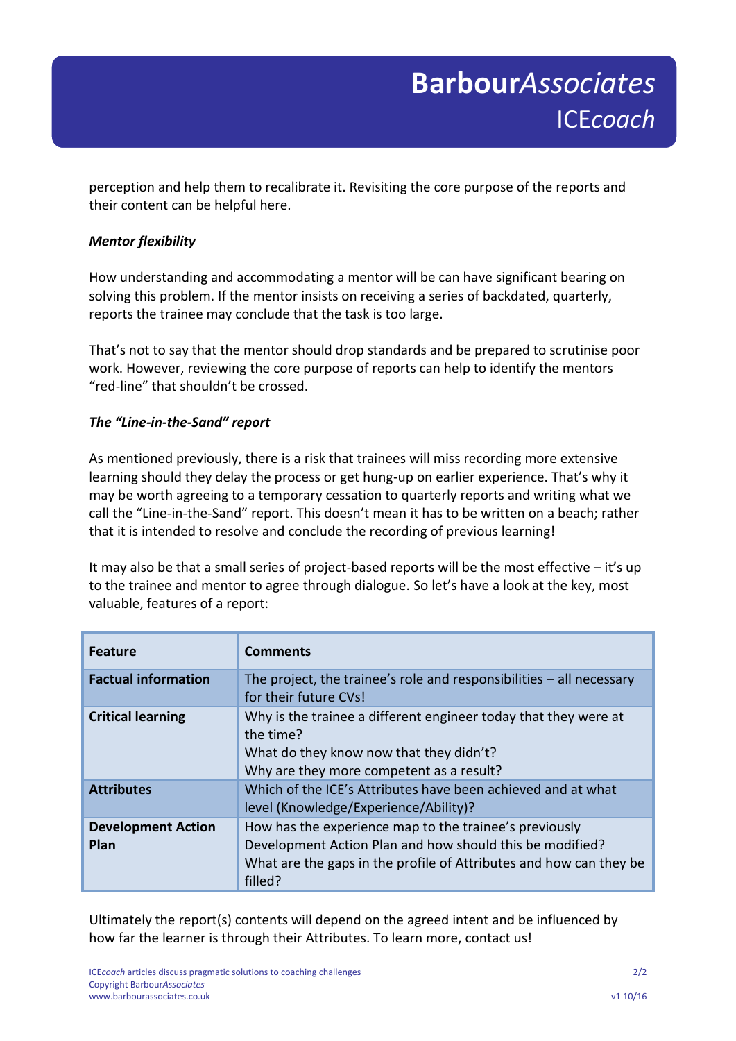perception and help them to recalibrate it. Revisiting the core purpose of the reports and their content can be helpful here.

***Mentor flexibility***

How understanding and accommodating a mentor will be can have significant bearing on solving this problem. If the mentor insists on receiving a series of backdated, quarterly, reports the trainee may conclude that the task is too large.

That's not to say that the mentor should drop standards and be prepared to scrutinise poor work. However, reviewing the core purpose of reports can help to identify the mentors "red-line" that shouldn't be crossed.

***The "Line-in-the-Sand" report***

As mentioned previously, there is a risk that trainees will miss recording more extensive learning should they delay the process or get hung-up on earlier experience. That's why it may be worth agreeing to a temporary cessation to quarterly reports and writing what we call the "Line-in-the-Sand" report. This doesn't mean it has to be written on a beach; rather that it is intended to resolve and conclude the recording of previous learning!

It may also be that a small series of project-based reports will be the most effective – it's up to the trainee and mentor to agree through dialogue. So let's have a look at the key, most valuable, features of a report:

| **Feature** | **Comments** |
|---|---|
| **Factual information** | The project, the trainee's role and responsibilities – all necessary for their future CVs! |
| **Critical learning** | Why is the trainee a different engineer today that they were at the time?<br>What do they know now that they didn't?<br>Why are they more competent as a result? |
| **Attributes** | Which of the ICE's Attributes have been achieved and at what level (Knowledge/Experience/Ability)? |
| **Development Action Plan** | How has the experience map to the trainee's previously Development Action Plan and how should this be modified?<br>What are the gaps in the profile of Attributes and how can they be filled? |

Ultimately the report(s) contents will depend on the agreed intent and be influenced by how far the learner is through their Attributes. To learn more, contact us!